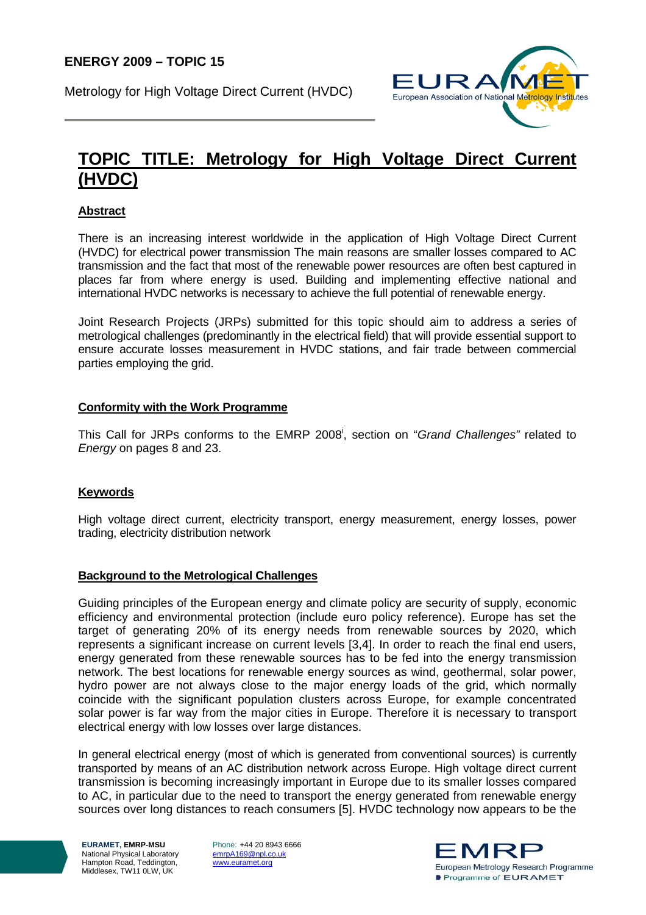**ENERGY 2009 – TOPIC 15**

Metrology for High Voltage Direct Current (HVDC)

# TOPIC TITLE: Metrology for High Voltage Direct Current (HVDC)

## Abstract

There is an increasing interest worldwide in the application of High Voltage Direct Current (HVDC) for electrical power transmission The main reasons are smaller losses compared to AC transmission and the fact that most of the renewable power resources are often best captured in places far from where energy is used. Building and implementing effective national and international HVDC networks is necessary to achieve the full potential of renewable energy.

Joint Research Projects (JRPs) submitted for this topic should aim to address a series of metrological challenges (predominantly in the electrical field) that will provide essential support to ensure accurate losses measurement in HVDC stations, and fair trade between commercial parties employing the grid.

## Conformity with the Work Programme

This Call for JRPs conforms to the EMRP 2008[i], section on "*Grand Challenges*" related to *Energy* on pages 8 and 23.

## Keywords

High voltage direct current, electricity transport, energy measurement, energy losses, power trading, electricity distribution network

## Background to the Metrological Challenges

Guiding principles of the European energy and climate policy are security of supply, economic efficiency and environmental protection (include euro policy reference). Europe has set the target of generating 20% of its energy needs from renewable sources by 2020, which represents a significant increase on current levels [3,4]. In order to reach the final end users, energy generated from these renewable sources has to be fed into the energy transmission network. The best locations for renewable energy sources as wind, geothermal, solar power, hydro power are not always close to the major energy loads of the grid, which normally coincide with the significant population clusters across Europe, for example concentrated solar power is far way from the major cities in Europe. Therefore it is necessary to transport electrical energy with low losses over large distances.

In general electrical energy (most of which is generated from conventional sources) is currently transported by means of an AC distribution network across Europe. High voltage direct current transmission is becoming increasingly important in Europe due to its smaller losses compared to AC, in particular due to the need to transport the energy generated from renewable energy sources over long distances to reach consumers [5]. HVDC technology now appears to be the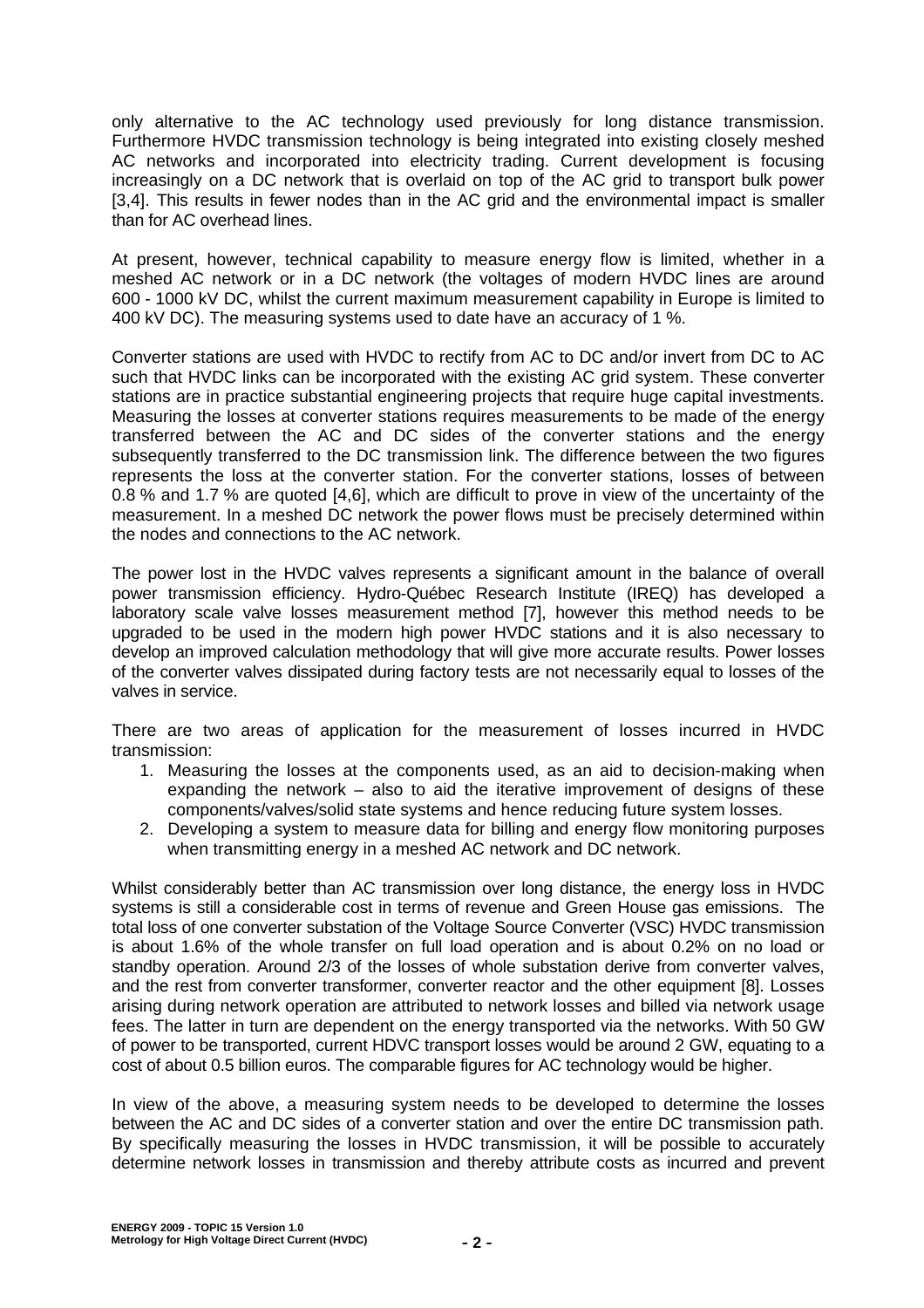only alternative to the AC technology used previously for long distance transmission. Furthermore HVDC transmission technology is being integrated into existing closely meshed AC networks and incorporated into electricity trading. Current development is focusing increasingly on a DC network that is overlaid on top of the AC grid to transport bulk power [3,4]. This results in fewer nodes than in the AC grid and the environmental impact is smaller than for AC overhead lines.

At present, however, technical capability to measure energy flow is limited, whether in a meshed AC network or in a DC network (the voltages of modern HVDC lines are around 600 - 1000 kV DC, whilst the current maximum measurement capability in Europe is limited to 400 kV DC). The measuring systems used to date have an accuracy of 1 %.

Converter stations are used with HVDC to rectify from AC to DC and/or invert from DC to AC such that HVDC links can be incorporated with the existing AC grid system. These converter stations are in practice substantial engineering projects that require huge capital investments. Measuring the losses at converter stations requires measurements to be made of the energy transferred between the AC and DC sides of the converter stations and the energy subsequently transferred to the DC transmission link. The difference between the two figures represents the loss at the converter station. For the converter stations, losses of between 0.8 % and 1.7 % are quoted [4,6], which are difficult to prove in view of the uncertainty of the measurement. In a meshed DC network the power flows must be precisely determined within the nodes and connections to the AC network.

The power lost in the HVDC valves represents a significant amount in the balance of overall power transmission efficiency. Hydro-Québec Research Institute (IREQ) has developed a laboratory scale valve losses measurement method [7], however this method needs to be upgraded to be used in the modern high power HVDC stations and it is also necessary to develop an improved calculation methodology that will give more accurate results. Power losses of the converter valves dissipated during factory tests are not necessarily equal to losses of the valves in service.

There are two areas of application for the measurement of losses incurred in HVDC transmission:

1. Measuring the losses at the components used, as an aid to decision-making when expanding the network – also to aid the iterative improvement of designs of these components/valves/solid state systems and hence reducing future system losses.
2. Developing a system to measure data for billing and energy flow monitoring purposes when transmitting energy in a meshed AC network and DC network.

Whilst considerably better than AC transmission over long distance, the energy loss in HVDC systems is still a considerable cost in terms of revenue and Green House gas emissions. The total loss of one converter substation of the Voltage Source Converter (VSC) HVDC transmission is about 1.6% of the whole transfer on full load operation and is about 0.2% on no load or standby operation. Around 2/3 of the losses of whole substation derive from converter valves, and the rest from converter transformer, converter reactor and the other equipment [8]. Losses arising during network operation are attributed to network losses and billed via network usage fees. The latter in turn are dependent on the energy transported via the networks. With 50 GW of power to be transported, current HDVC transport losses would be around 2 GW, equating to a cost of about 0.5 billion euros. The comparable figures for AC technology would be higher.

In view of the above, a measuring system needs to be developed to determine the losses between the AC and DC sides of a converter station and over the entire DC transmission path. By specifically measuring the losses in HVDC transmission, it will be possible to accurately determine network losses in transmission and thereby attribute costs as incurred and prevent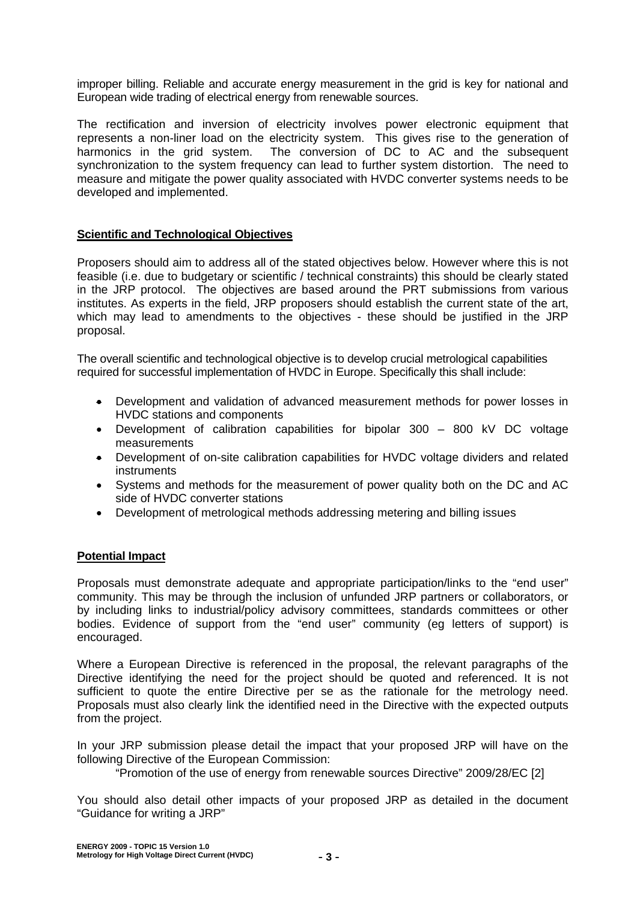improper billing. Reliable and accurate energy measurement in the grid is key for national and European wide trading of electrical energy from renewable sources.

The rectification and inversion of electricity involves power electronic equipment that represents a non-liner load on the electricity system. This gives rise to the generation of harmonics in the grid system. The conversion of DC to AC and the subsequent synchronization to the system frequency can lead to further system distortion. The need to measure and mitigate the power quality associated with HVDC converter systems needs to be developed and implemented.

## Scientific and Technological Objectives

Proposers should aim to address all of the stated objectives below. However where this is not feasible (i.e. due to budgetary or scientific / technical constraints) this should be clearly stated in the JRP protocol. The objectives are based around the PRT submissions from various institutes. As experts in the field, JRP proposers should establish the current state of the art, which may lead to amendments to the objectives - these should be justified in the JRP proposal.

The overall scientific and technological objective is to develop crucial metrological capabilities required for successful implementation of HVDC in Europe. Specifically this shall include:

- Development and validation of advanced measurement methods for power losses in HVDC stations and components
- Development of calibration capabilities for bipolar 300 – 800 kV DC voltage measurements
- Development of on-site calibration capabilities for HVDC voltage dividers and related instruments
- Systems and methods for the measurement of power quality both on the DC and AC side of HVDC converter stations
- Development of metrological methods addressing metering and billing issues

## Potential Impact

Proposals must demonstrate adequate and appropriate participation/links to the "end user" community. This may be through the inclusion of unfunded JRP partners or collaborators, or by including links to industrial/policy advisory committees, standards committees or other bodies. Evidence of support from the "end user" community (eg letters of support) is encouraged.

Where a European Directive is referenced in the proposal, the relevant paragraphs of the Directive identifying the need for the project should be quoted and referenced. It is not sufficient to quote the entire Directive per se as the rationale for the metrology need. Proposals must also clearly link the identified need in the Directive with the expected outputs from the project.

In your JRP submission please detail the impact that your proposed JRP will have on the following Directive of the European Commission:

"Promotion of the use of energy from renewable sources Directive" 2009/28/EC [2]

You should also detail other impacts of your proposed JRP as detailed in the document "Guidance for writing a JRP"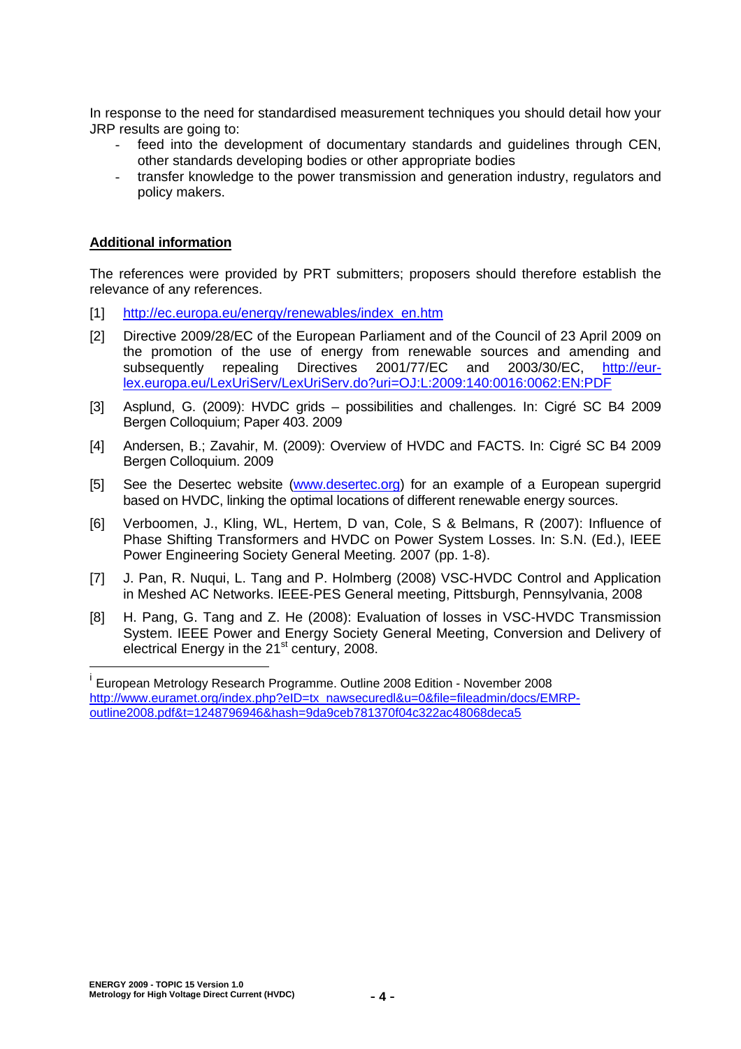In response to the need for standardised measurement techniques you should detail how your JRP results are going to:

- feed into the development of documentary standards and guidelines through CEN, other standards developing bodies or other appropriate bodies
- transfer knowledge to the power transmission and generation industry, regulators and policy makers.

**Additional information**

The references were provided by PRT submitters; proposers should therefore establish the relevance of any references.

[1] http://ec.europa.eu/energy/renewables/index_en.htm

[2] Directive 2009/28/EC of the European Parliament and of the Council of 23 April 2009 on the promotion of the use of energy from renewable sources and amending and subsequently repealing Directives 2001/77/EC and 2003/30/EC, http://eur-lex.europa.eu/LexUriServ/LexUriServ.do?uri=OJ:L:2009:140:0016:0062:EN:PDF

[3] Asplund, G. (2009): HVDC grids – possibilities and challenges. In: Cigré SC B4 2009 Bergen Colloquium; Paper 403. 2009

[4] Andersen, B.; Zavahir, M. (2009): Overview of HVDC and FACTS. In: Cigré SC B4 2009 Bergen Colloquium. 2009

[5] See the Desertec website (www.desertec.org) for an example of a European supergrid based on HVDC, linking the optimal locations of different renewable energy sources.

[6] Verboomen, J., Kling, WL, Hertem, D van, Cole, S & Belmans, R (2007): Influence of Phase Shifting Transformers and HVDC on Power System Losses. In: S.N. (Ed.), IEEE Power Engineering Society General Meeting*.* 2007 (pp. 1-8).

[7] J. Pan, R. Nuqui, L. Tang and P. Holmberg (2008) VSC-HVDC Control and Application in Meshed AC Networks. IEEE-PES General meeting, Pittsburgh, Pennsylvania, 2008

[8] H. Pang, G. Tang and Z. He (2008): Evaluation of losses in VSC-HVDC Transmission System. IEEE Power and Energy Society General Meeting, Conversion and Delivery of electrical Energy in the 21st century, 2008.

---

[i] European Metrology Research Programme. Outline 2008 Edition - November 2008 http://www.euramet.org/index.php?eID=tx_nawsecuredl&u=0&file=fileadmin/docs/EMRP-outline2008.pdf&t=1248796946&hash=9da9ceb781370f04c322ac48068deca5